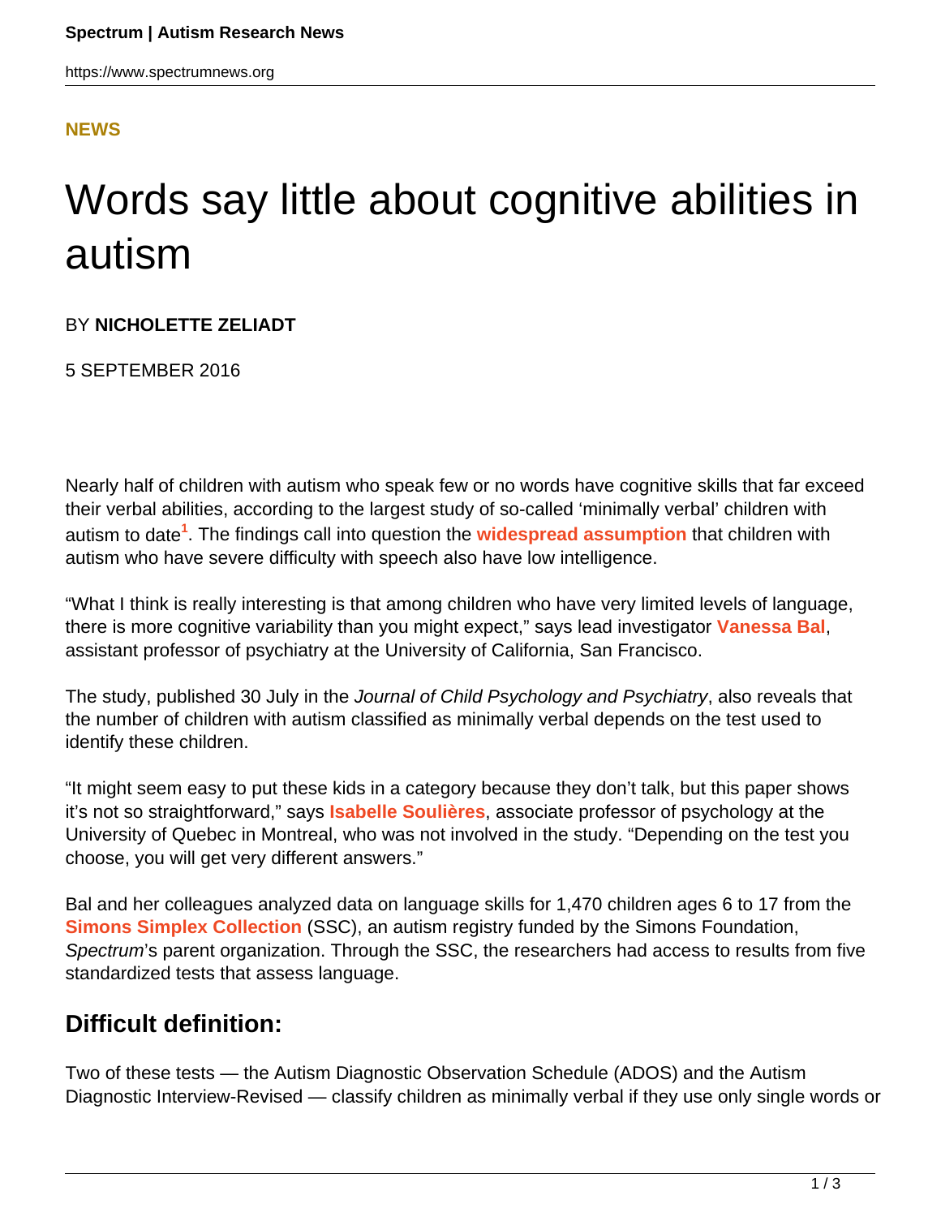NEWS

# Words say little about cognitive abilities in autism

BY **NICHOLETTE ZELIADT**

5 SEPTEMBER 2016

Nearly half of children with autism who speak few or no words have cognitive skills that far exceed their verbal abilities, according to the largest study of so-called 'minimally verbal' children with autism to date[1]. The findings call into question the **widespread assumption** that children with autism who have severe difficulty with speech also have low intelligence.

"What I think is really interesting is that among children who have very limited levels of language, there is more cognitive variability than you might expect," says lead investigator **Vanessa Bal**, assistant professor of psychiatry at the University of California, San Francisco.

The study, published 30 July in the *Journal of Child Psychology and Psychiatry*, also reveals that the number of children with autism classified as minimally verbal depends on the test used to identify these children.

"It might seem easy to put these kids in a category because they don't talk, but this paper shows it's not so straightforward," says **Isabelle Soulières**, associate professor of psychology at the University of Quebec in Montreal, who was not involved in the study. "Depending on the test you choose, you will get very different answers."

Bal and her colleagues analyzed data on language skills for 1,470 children ages 6 to 17 from the **Simons Simplex Collection** (SSC), an autism registry funded by the Simons Foundation, *Spectrum*'s parent organization. Through the SSC, the researchers had access to results from five standardized tests that assess language.

## Difficult definition:

Two of these tests — the Autism Diagnostic Observation Schedule (ADOS) and the Autism Diagnostic Interview-Revised — classify children as minimally verbal if they use only single words or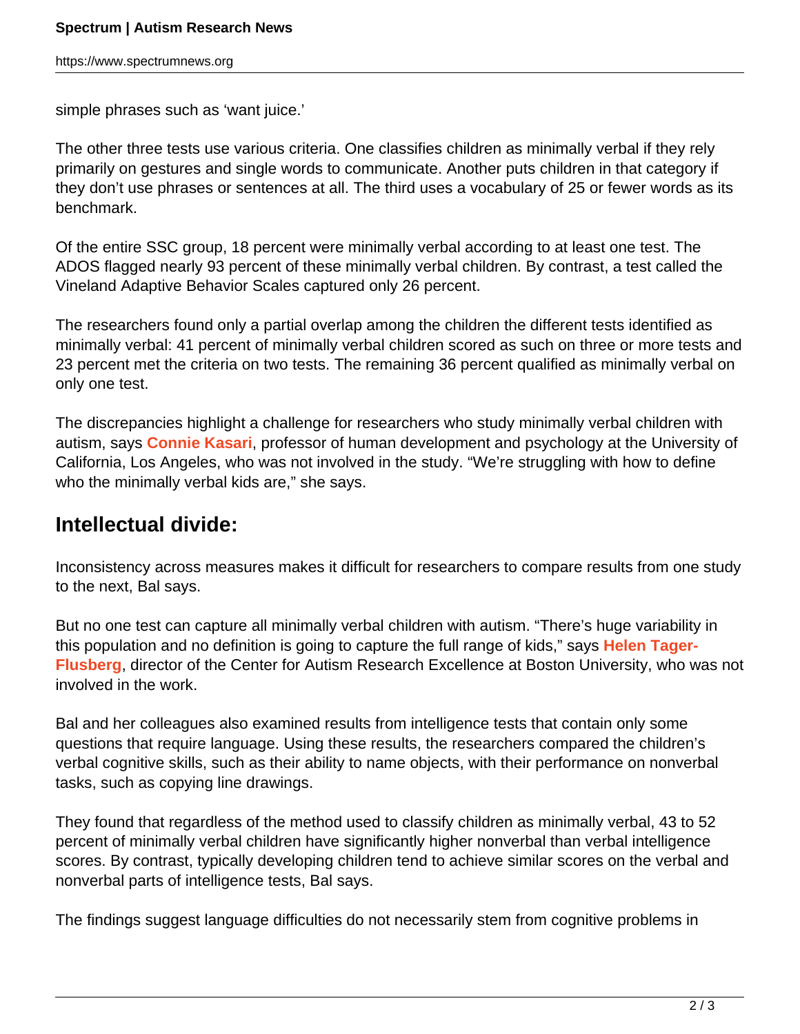simple phrases such as 'want juice.'

The other three tests use various criteria. One classifies children as minimally verbal if they rely primarily on gestures and single words to communicate. Another puts children in that category if they don't use phrases or sentences at all. The third uses a vocabulary of 25 or fewer words as its benchmark.

Of the entire SSC group, 18 percent were minimally verbal according to at least one test. The ADOS flagged nearly 93 percent of these minimally verbal children. By contrast, a test called the Vineland Adaptive Behavior Scales captured only 26 percent.

The researchers found only a partial overlap among the children the different tests identified as minimally verbal: 41 percent of minimally verbal children scored as such on three or more tests and 23 percent met the criteria on two tests. The remaining 36 percent qualified as minimally verbal on only one test.

The discrepancies highlight a challenge for researchers who study minimally verbal children with autism, says **Connie Kasari**, professor of human development and psychology at the University of California, Los Angeles, who was not involved in the study. "We're struggling with how to define who the minimally verbal kids are," she says.

## Intellectual divide:

Inconsistency across measures makes it difficult for researchers to compare results from one study to the next, Bal says.

But no one test can capture all minimally verbal children with autism. "There's huge variability in this population and no definition is going to capture the full range of kids," says **Helen Tager-Flusberg**, director of the Center for Autism Research Excellence at Boston University, who was not involved in the work.

Bal and her colleagues also examined results from intelligence tests that contain only some questions that require language. Using these results, the researchers compared the children's verbal cognitive skills, such as their ability to name objects, with their performance on nonverbal tasks, such as copying line drawings.

They found that regardless of the method used to classify children as minimally verbal, 43 to 52 percent of minimally verbal children have significantly higher nonverbal than verbal intelligence scores. By contrast, typically developing children tend to achieve similar scores on the verbal and nonverbal parts of intelligence tests, Bal says.

The findings suggest language difficulties do not necessarily stem from cognitive problems in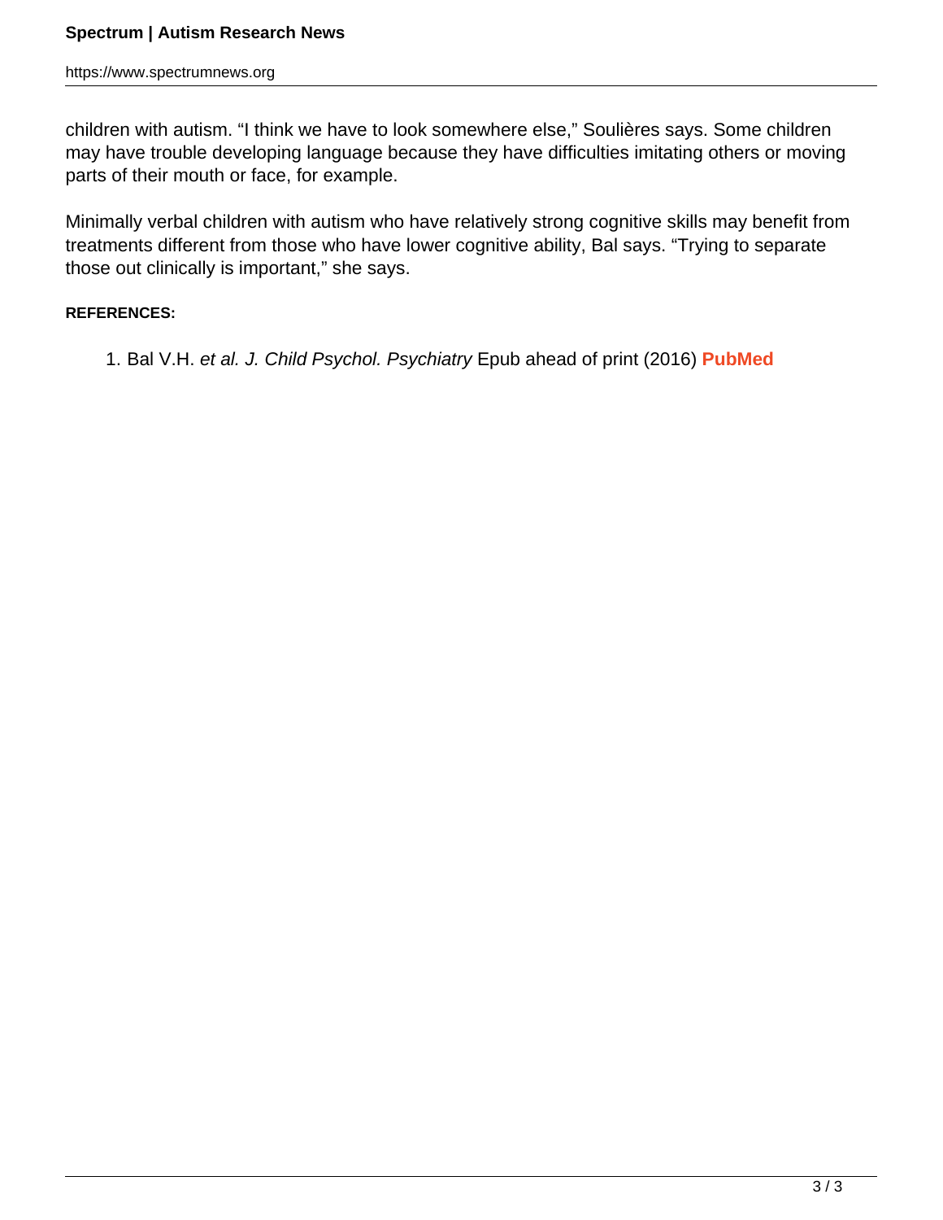children with autism. “I think we have to look somewhere else,” Soulières says. Some children may have trouble developing language because they have difficulties imitating others or moving parts of their mouth or face, for example.

Minimally verbal children with autism who have relatively strong cognitive skills may benefit from treatments different from those who have lower cognitive ability, Bal says. “Trying to separate those out clinically is important,” she says.

**REFERENCES:**

1. Bal V.H. *et al. J. Child Psychol. Psychiatry* Epub ahead of print (2016) **PubMed**